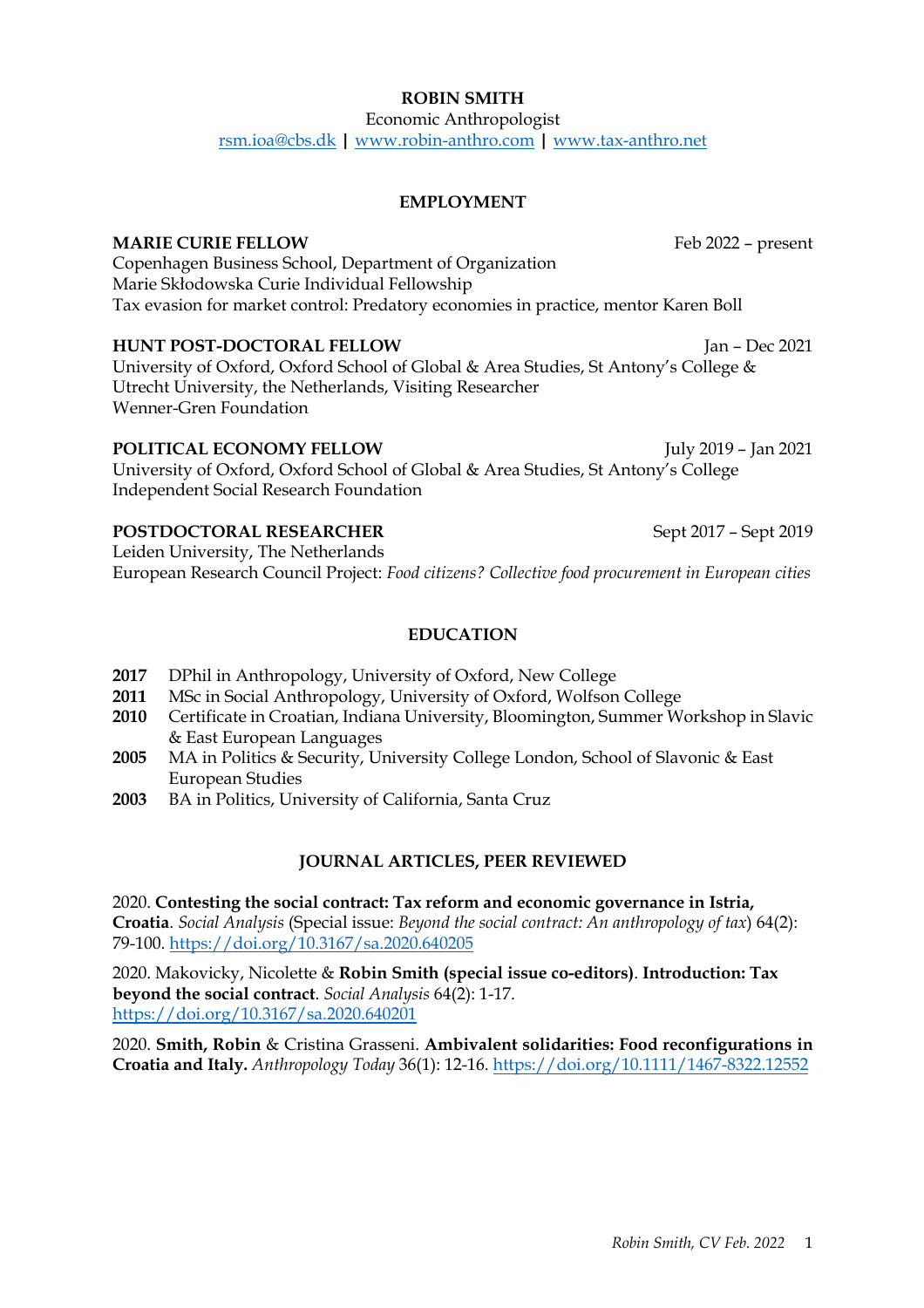# ROBIN SMITH

Economic Anthropologist

rsm.ioa@cbs.dk | www.robin-anthro.com | www.tax-anthro.net

## EMPLOYMENT

**MARIE CURIE FELLOW** Feb 2022 – present
Copenhagen Business School, Department of Organization
Marie Skłodowska Curie Individual Fellowship
Tax evasion for market control: Predatory economies in practice, mentor Karen Boll

**HUNT POST-DOCTORAL FELLOW** Jan – Dec 2021
University of Oxford, Oxford School of Global & Area Studies, St Antony's College &
Utrecht University, the Netherlands, Visiting Researcher
Wenner-Gren Foundation

**POLITICAL ECONOMY FELLOW** July 2019 – Jan 2021
University of Oxford, Oxford School of Global & Area Studies, St Antony's College
Independent Social Research Foundation

**POSTDOCTORAL RESEARCHER** Sept 2017 – Sept 2019
Leiden University, The Netherlands
European Research Council Project: *Food citizens? Collective food procurement in European cities*

## EDUCATION

- **2017** DPhil in Anthropology, University of Oxford, New College
- **2011** MSc in Social Anthropology, University of Oxford, Wolfson College
- **2010** Certificate in Croatian, Indiana University, Bloomington, Summer Workshop in Slavic & East European Languages
- **2005** MA in Politics & Security, University College London, School of Slavonic & East European Studies
- **2003** BA in Politics, University of California, Santa Cruz

## JOURNAL ARTICLES, PEER REVIEWED

2020. **Contesting the social contract: Tax reform and economic governance in Istria, Croatia**. *Social Analysis* (Special issue: *Beyond the social contract: An anthropology of tax*) 64(2): 79-100. https://doi.org/10.3167/sa.2020.640205

2020. Makovicky, Nicolette & **Robin Smith (special issue co-editors)**. **Introduction: Tax beyond the social contract**. *Social Analysis* 64(2): 1-17. https://doi.org/10.3167/sa.2020.640201

2020. **Smith, Robin** & Cristina Grasseni. **Ambivalent solidarities: Food reconfigurations in Croatia and Italy.** *Anthropology Today* 36(1): 12-16. https://doi.org/10.1111/1467-8322.12552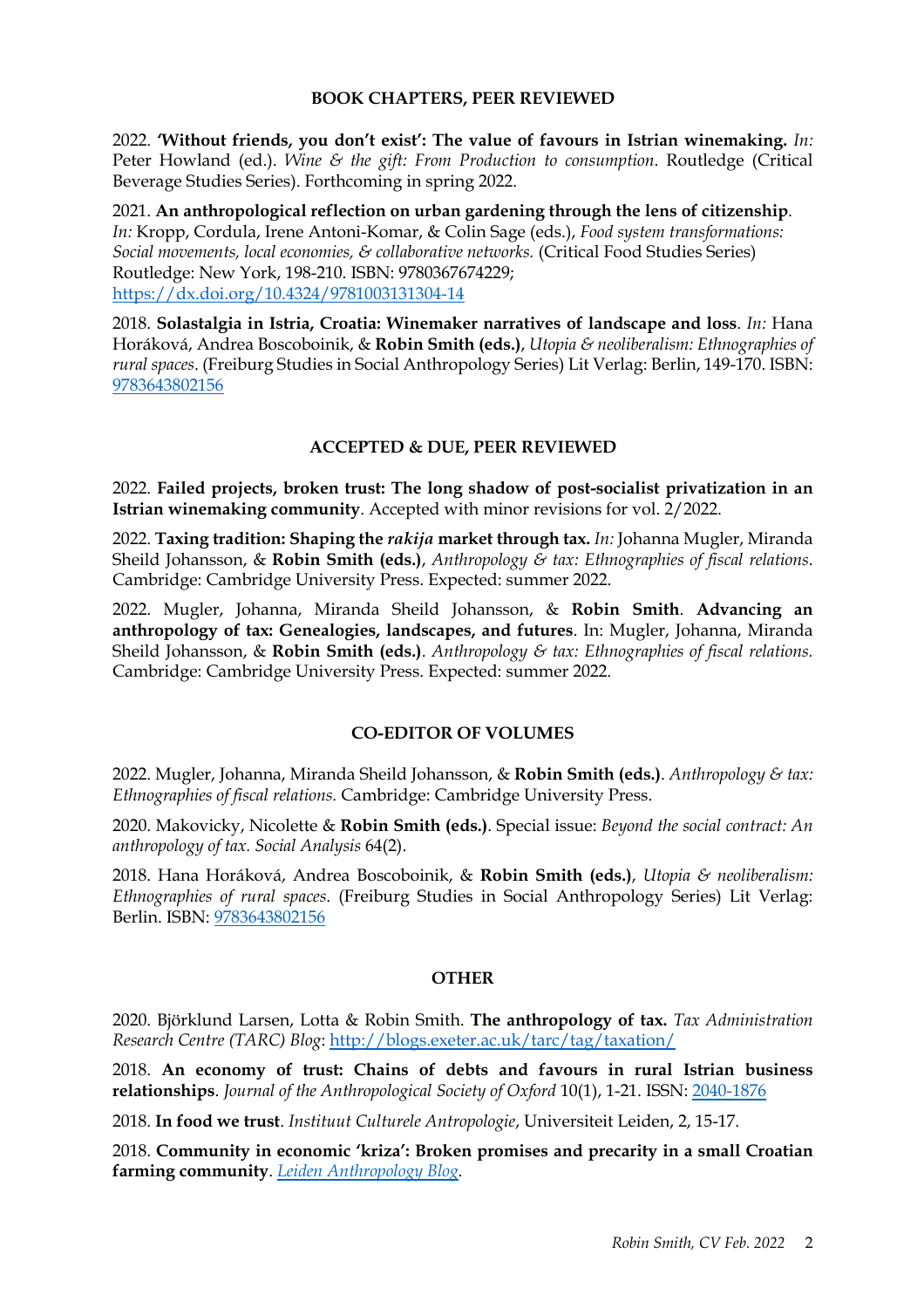## BOOK CHAPTERS, PEER REVIEWED

2022. **'Without friends, you don't exist': The value of favours in Istrian winemaking.** *In:* Peter Howland (ed.). *Wine & the gift: From Production to consumption*. Routledge (Critical Beverage Studies Series). Forthcoming in spring 2022.

2021. **An anthropological reflection on urban gardening through the lens of citizenship**. *In:* Kropp, Cordula, Irene Antoni-Komar, & Colin Sage (eds.), *Food system transformations: Social movements, local economies, & collaborative networks.* (Critical Food Studies Series) Routledge: New York, 198-210. ISBN: 9780367674229; [https://dx.doi.org/10.4324/9781003131304-14](https://dx.doi.org/10.4324/9781003131304-14)

2018. **Solastalgia in Istria, Croatia: Winemaker narratives of landscape and loss**. *In:* Hana Horáková, Andrea Boscoboinik, & **Robin Smith (eds.)**, *Utopia & neoliberalism: Ethnographies of rural spaces*. (Freiburg Studies in Social Anthropology Series) Lit Verlag: Berlin, 149-170. ISBN: [9783643802156](9783643802156)

## ACCEPTED & DUE, PEER REVIEWED

2022. **Failed projects, broken trust: The long shadow of post-socialist privatization in an Istrian winemaking community**. Accepted with minor revisions for vol. 2/2022.

2022. **Taxing tradition: Shaping the *rakija* market through tax.** *In:* Johanna Mugler, Miranda Sheild Johansson, & **Robin Smith (eds.)**, *Anthropology & tax: Ethnographies of fiscal relations*. Cambridge: Cambridge University Press. Expected: summer 2022.

2022. Mugler, Johanna, Miranda Sheild Johansson, & **Robin Smith**. **Advancing an anthropology of tax: Genealogies, landscapes, and futures**. In: Mugler, Johanna, Miranda Sheild Johansson, & **Robin Smith (eds.)**. *Anthropology & tax: Ethnographies of fiscal relations.* Cambridge: Cambridge University Press. Expected: summer 2022.

## CO-EDITOR OF VOLUMES

2022. Mugler, Johanna, Miranda Sheild Johansson, & **Robin Smith (eds.)**. *Anthropology & tax: Ethnographies of fiscal relations.* Cambridge: Cambridge University Press.

2020. Makovicky, Nicolette & **Robin Smith (eds.)**. Special issue: *Beyond the social contract: An anthropology of tax. Social Analysis* 64(2).

2018. Hana Horáková, Andrea Boscoboinik, & **Robin Smith (eds.)**, *Utopia & neoliberalism: Ethnographies of rural spaces*. (Freiburg Studies in Social Anthropology Series) Lit Verlag: Berlin. ISBN: [9783643802156](9783643802156)

## OTHER

2020. Björklund Larsen, Lotta & Robin Smith. **The anthropology of tax.** *Tax Administration Research Centre (TARC) Blog*: [http://blogs.exeter.ac.uk/tarc/tag/taxation/](http://blogs.exeter.ac.uk/tarc/tag/taxation/)

2018. **An economy of trust: Chains of debts and favours in rural Istrian business relationships**. *Journal of the Anthropological Society of Oxford* 10(1), 1-21. ISSN: [2040-1876](2040-1876)

2018. **In food we trust**. *Instituut Culturele Antropologie*, Universiteit Leiden, 2, 15-17.

2018. **Community in economic 'kriza': Broken promises and precarity in a small Croatian farming community**. *[Leiden Anthropology Blog](Leiden Anthropology Blog)*.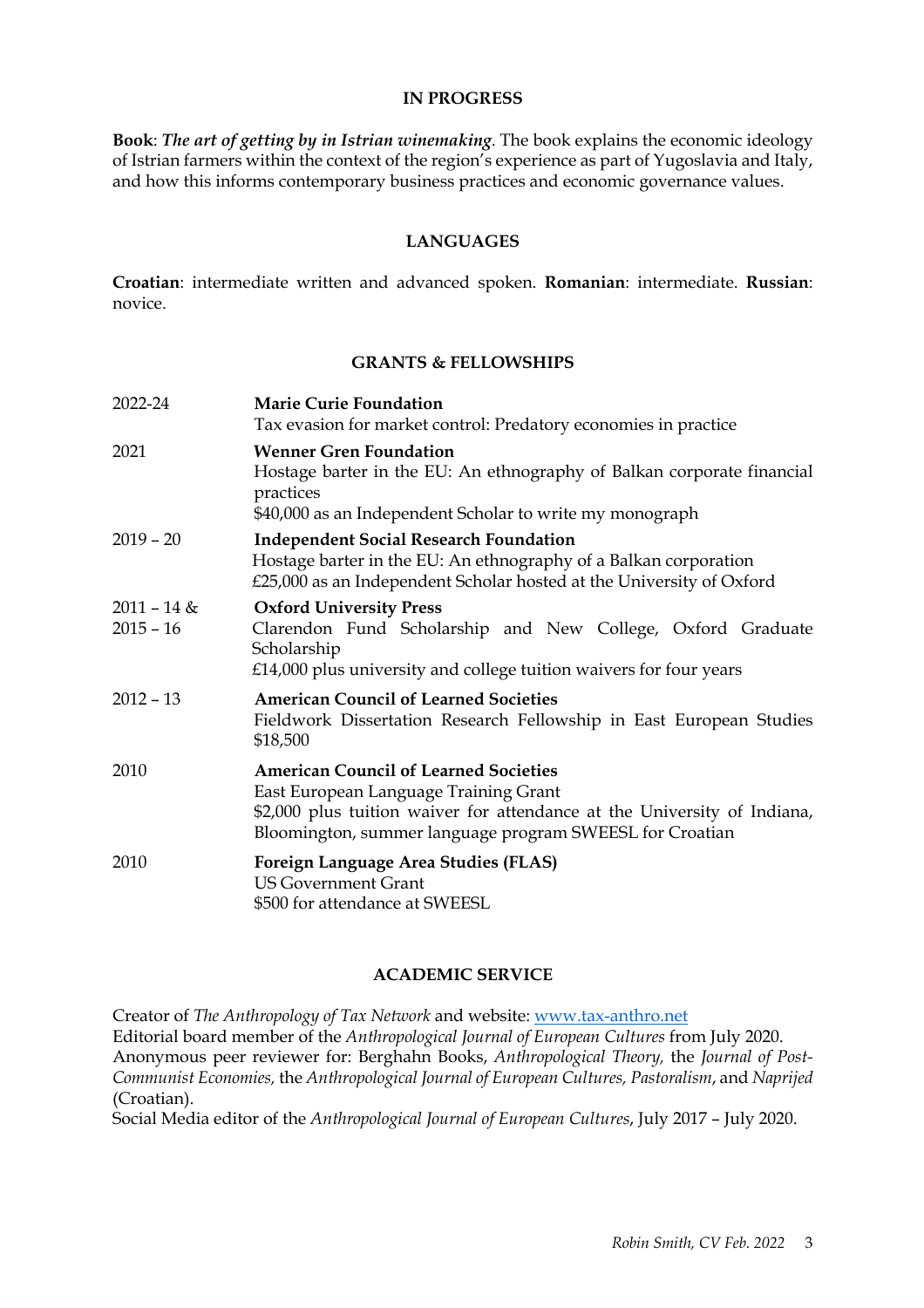## IN PROGRESS

**Book**: ***The art of getting by in Istrian winemaking***. The book explains the economic ideology of Istrian farmers within the context of the region's experience as part of Yugoslavia and Italy, and how this informs contemporary business practices and economic governance values.

## LANGUAGES

**Croatian**: intermediate written and advanced spoken. **Romanian**: intermediate. **Russian**: novice.

## GRANTS & FELLOWSHIPS

| | |
|---|---|
| 2022-24 | **Marie Curie Foundation**<br>Tax evasion for market control: Predatory economies in practice |
| 2021 | **Wenner Gren Foundation**<br>Hostage barter in the EU: An ethnography of Balkan corporate financial practices<br>$40,000 as an Independent Scholar to write my monograph |
| 2019 – 20 | **Independent Social Research Foundation**<br>Hostage barter in the EU: An ethnography of a Balkan corporation<br>£25,000 as an Independent Scholar hosted at the University of Oxford |
| 2011 – 14 & 2015 – 16 | **Oxford University Press**<br>Clarendon Fund Scholarship and New College, Oxford Graduate Scholarship<br>£14,000 plus university and college tuition waivers for four years |
| 2012 – 13 | **American Council of Learned Societies**<br>Fieldwork Dissertation Research Fellowship in East European Studies<br>$18,500 |
| 2010 | **American Council of Learned Societies**<br>East European Language Training Grant<br>$2,000 plus tuition waiver for attendance at the University of Indiana, Bloomington, summer language program SWEESL for Croatian |
| 2010 | **Foreign Language Area Studies (FLAS)**<br>US Government Grant<br>$500 for attendance at SWEESL |

## ACADEMIC SERVICE

Creator of *The Anthropology of Tax Network* and website: www.tax-anthro.net
Editorial board member of the *Anthropological Journal of European Cultures* from July 2020.
Anonymous peer reviewer for: Berghahn Books, *Anthropological Theory,* the *Journal of Post-Communist Economies,* the *Anthropological Journal of European Cultures, Pastoralism*, and *Naprijed* (Croatian).
Social Media editor of the *Anthropological Journal of European Cultures*, July 2017 – July 2020.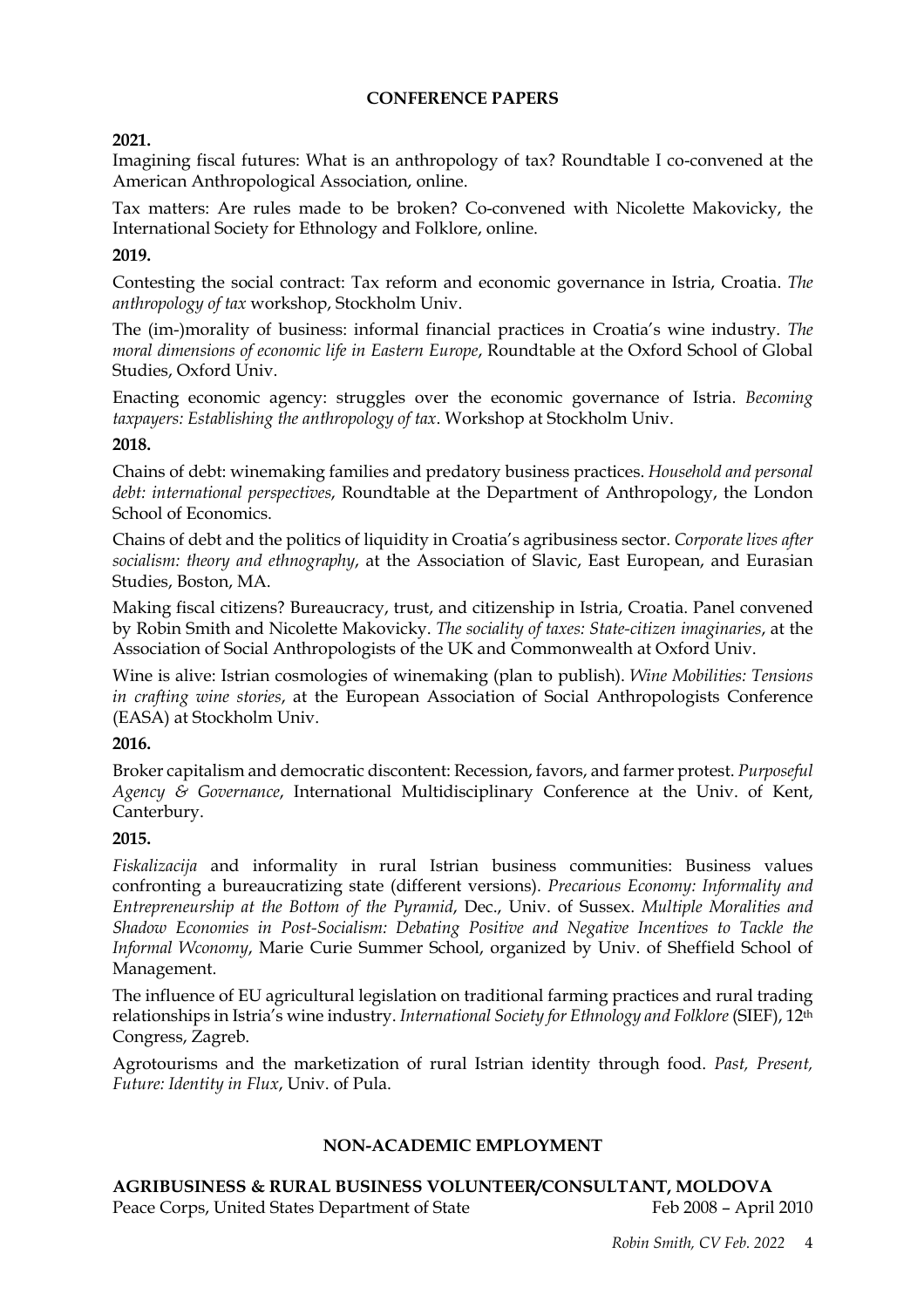## CONFERENCE PAPERS

**2021.**

Imagining fiscal futures: What is an anthropology of tax? Roundtable I co-convened at the American Anthropological Association, online.

Tax matters: Are rules made to be broken? Co-convened with Nicolette Makovicky, the International Society for Ethnology and Folklore, online.

**2019.**

Contesting the social contract: Tax reform and economic governance in Istria, Croatia. *The anthropology of tax* workshop, Stockholm Univ.

The (im-)morality of business: informal financial practices in Croatia's wine industry. *The moral dimensions of economic life in Eastern Europe*, Roundtable at the Oxford School of Global Studies, Oxford Univ.

Enacting economic agency: struggles over the economic governance of Istria. *Becoming taxpayers: Establishing the anthropology of tax*. Workshop at Stockholm Univ.

**2018.**

Chains of debt: winemaking families and predatory business practices. *Household and personal debt: international perspectives*, Roundtable at the Department of Anthropology, the London School of Economics.

Chains of debt and the politics of liquidity in Croatia's agribusiness sector. *Corporate lives after socialism: theory and ethnography*, at the Association of Slavic, East European, and Eurasian Studies, Boston, MA.

Making fiscal citizens? Bureaucracy, trust, and citizenship in Istria, Croatia. Panel convened by Robin Smith and Nicolette Makovicky. *The sociality of taxes: State-citizen imaginaries*, at the Association of Social Anthropologists of the UK and Commonwealth at Oxford Univ.

Wine is alive: Istrian cosmologies of winemaking (plan to publish). *Wine Mobilities: Tensions in crafting wine stories*, at the European Association of Social Anthropologists Conference (EASA) at Stockholm Univ.

**2016.**

Broker capitalism and democratic discontent: Recession, favors, and farmer protest. *Purposeful Agency & Governance*, International Multidisciplinary Conference at the Univ. of Kent, Canterbury.

**2015.**

*Fiskalizacija* and informality in rural Istrian business communities: Business values confronting a bureaucratizing state (different versions). *Precarious Economy: Informality and Entrepreneurship at the Bottom of the Pyramid*, Dec., Univ. of Sussex. *Multiple Moralities and Shadow Economies in Post-Socialism: Debating Positive and Negative Incentives to Tackle the Informal Wconomy*, Marie Curie Summer School, organized by Univ. of Sheffield School of Management.

The influence of EU agricultural legislation on traditional farming practices and rural trading relationships in Istria's wine industry. *International Society for Ethnology and Folklore* (SIEF), 12th Congress, Zagreb.

Agrotourisms and the marketization of rural Istrian identity through food. *Past, Present, Future: Identity in Flux*, Univ. of Pula.

## NON-ACADEMIC EMPLOYMENT

**AGRIBUSINESS & RURAL BUSINESS VOLUNTEER/CONSULTANT, MOLDOVA**

Peace Corps, United States Department of State — Feb 2008 – April 2010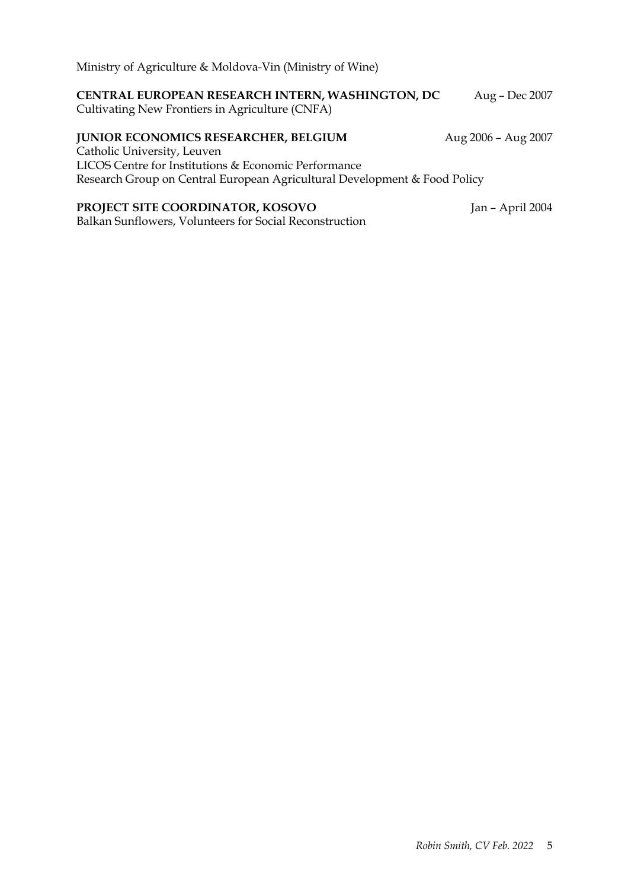Ministry of Agriculture & Moldova-Vin (Ministry of Wine)

**CENTRAL EUROPEAN RESEARCH INTERN, WASHINGTON, DC** Aug – Dec 2007
Cultivating New Frontiers in Agriculture (CNFA)

**JUNIOR ECONOMICS RESEARCHER, BELGIUM** Aug 2006 – Aug 2007
Catholic University, Leuven
LICOS Centre for Institutions & Economic Performance
Research Group on Central European Agricultural Development & Food Policy

**PROJECT SITE COORDINATOR, KOSOVO** Jan – April 2004
Balkan Sunflowers, Volunteers for Social Reconstruction